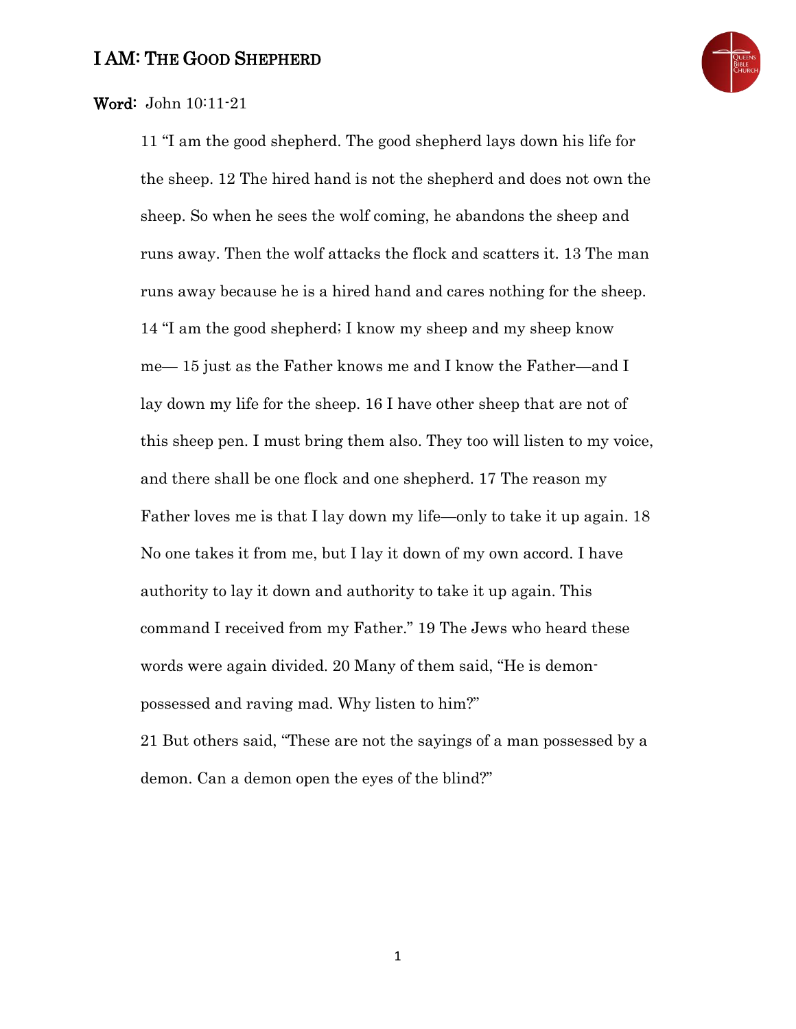# I AM: THE GOOD SHEPHERD

**Word:** John 10:11-21

> 11 "I am the good shepherd. The good shepherd lays down his life for the sheep. 12 The hired hand is not the shepherd and does not own the sheep. So when he sees the wolf coming, he abandons the sheep and runs away. Then the wolf attacks the flock and scatters it. 13 The man runs away because he is a hired hand and cares nothing for the sheep. 14 "I am the good shepherd; I know my sheep and my sheep know me— 15 just as the Father knows me and I know the Father—and I lay down my life for the sheep. 16 I have other sheep that are not of this sheep pen. I must bring them also. They too will listen to my voice, and there shall be one flock and one shepherd. 17 The reason my Father loves me is that I lay down my life—only to take it up again. 18 No one takes it from me, but I lay it down of my own accord. I have authority to lay it down and authority to take it up again. This command I received from my Father." 19 The Jews who heard these words were again divided. 20 Many of them said, "He is demon-possessed and raving mad. Why listen to him?"
>
> 21 But others said, "These are not the sayings of a man possessed by a demon. Can a demon open the eyes of the blind?"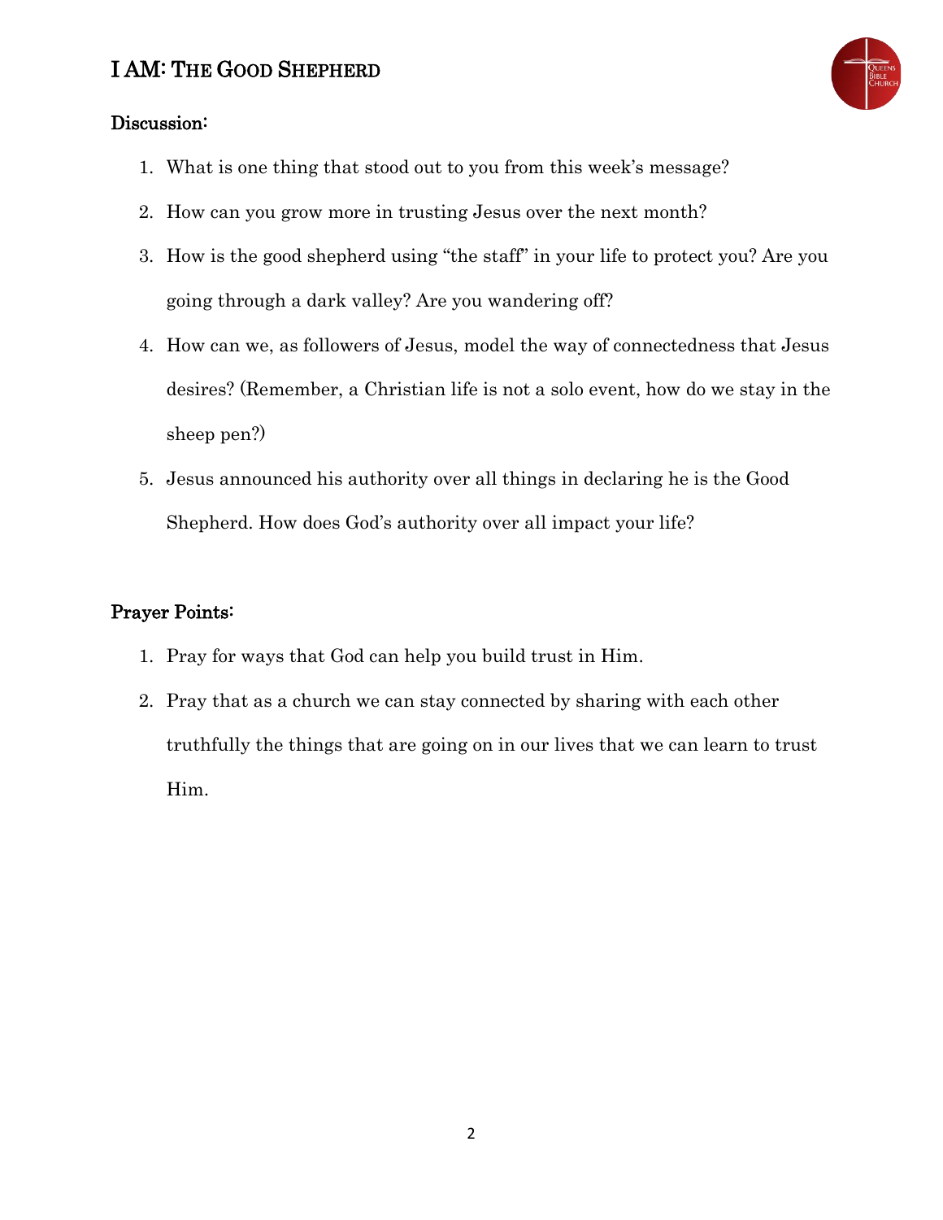# I AM: The Good Shepherd

## Discussion:

1. What is one thing that stood out to you from this week's message?
2. How can you grow more in trusting Jesus over the next month?
3. How is the good shepherd using "the staff" in your life to protect you? Are you going through a dark valley? Are you wandering off?
4. How can we, as followers of Jesus, model the way of connectedness that Jesus desires? (Remember, a Christian life is not a solo event, how do we stay in the sheep pen?)
5. Jesus announced his authority over all things in declaring he is the Good Shepherd. How does God's authority over all impact your life?

## Prayer Points:

1. Pray for ways that God can help you build trust in Him.
2. Pray that as a church we can stay connected by sharing with each other truthfully the things that are going on in our lives that we can learn to trust Him.